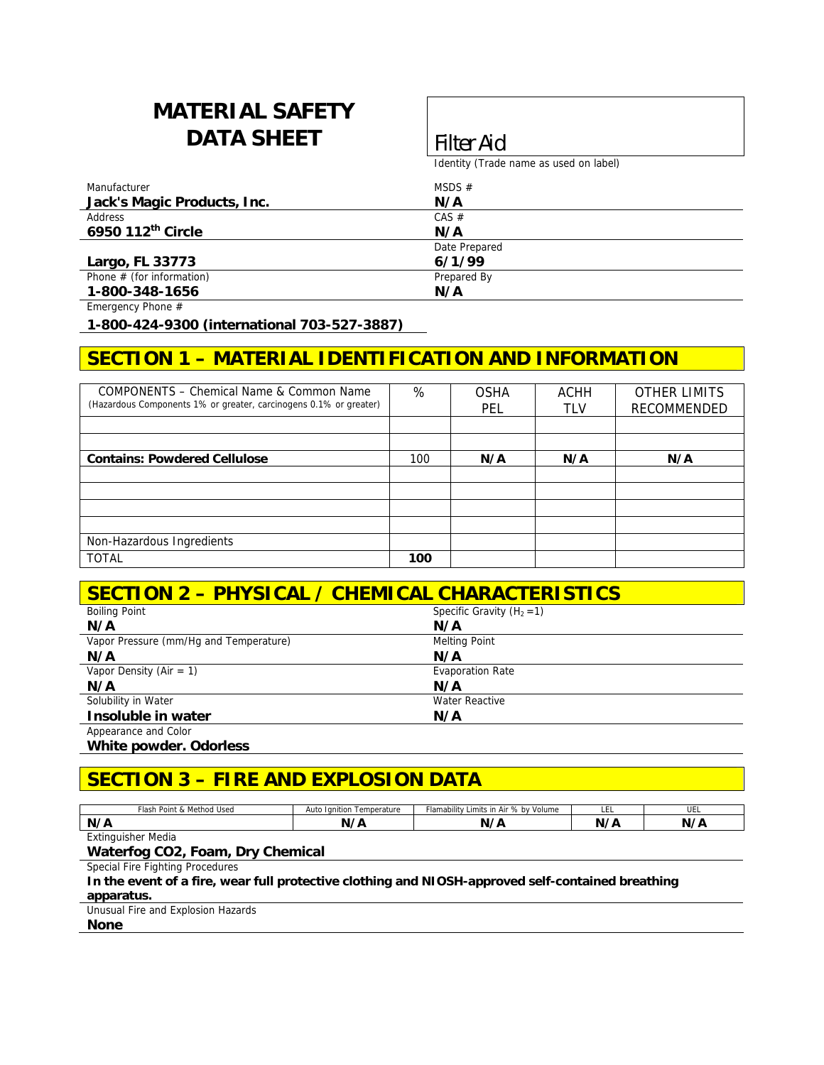# MATERIAL SAFETY DATA SHEET

**Filter Aid**

Identity (Trade name as used on label)

| Manufacturer | MSDS # |
|---|---|
| **Jack's Magic Products, Inc.** | **N/A** |
| Address | CAS # |
| **6950 112th Circle** | **N/A** |
| | Date Prepared |
| **Largo, FL 33773** | **6/1/99** |
| Phone # (for information) | Prepared By |
| **1-800-348-1656** | **N/A** |

Emergency Phone #

**1-800-424-9300 (international 703-527-3887)**

## SECTION 1 – MATERIAL IDENTIFICATION AND INFORMATION

| COMPONENTS – Chemical Name & Common Name (Hazardous Components 1% or greater, carcinogens 0.1% or greater) | % | OSHA PEL | ACHH TLV | OTHER LIMITS RECOMMENDED |
|---|---|---|---|---|
| | | | | |
| | | | | |
| **Contains: Powdered Cellulose** | 100 | **N/A** | **N/A** | **N/A** |
| | | | | |
| | | | | |
| | | | | |
| | | | | |
| Non-Hazardous Ingredients | | | | |
| TOTAL | **100** | | | |

## SECTION 2 – PHYSICAL / CHEMICAL CHARACTERISTICS

| Boiling Point | Specific Gravity ($H_2 = 1$) |
|---|---|
| **N/A** | **N/A** |
| Vapor Pressure (mm/Hg and Temperature) | Melting Point |
| **N/A** | **N/A** |
| Vapor Density (Air = 1) | Evaporation Rate |
| **N/A** | **N/A** |
| Solubility in Water | Water Reactive |
| **Insoluble in water** | **N/A** |

Appearance and Color

**White powder. Odorless**

## SECTION 3 – FIRE AND EXPLOSION DATA

| Flash Point & Method Used | Auto Ignition Temperature | Flamability Limits in Air % by Volume | LEL | UEL |
|---|---|---|---|---|
| **N/A** | **N/A** | **N/A** | **N/A** | **N/A** |

Extinguisher Media

**Waterfog CO2, Foam, Dry Chemical**

Special Fire Fighting Procedures

**In the event of a fire, wear full protective clothing and NIOSH-approved self-contained breathing apparatus.**

Unusual Fire and Explosion Hazards

**None**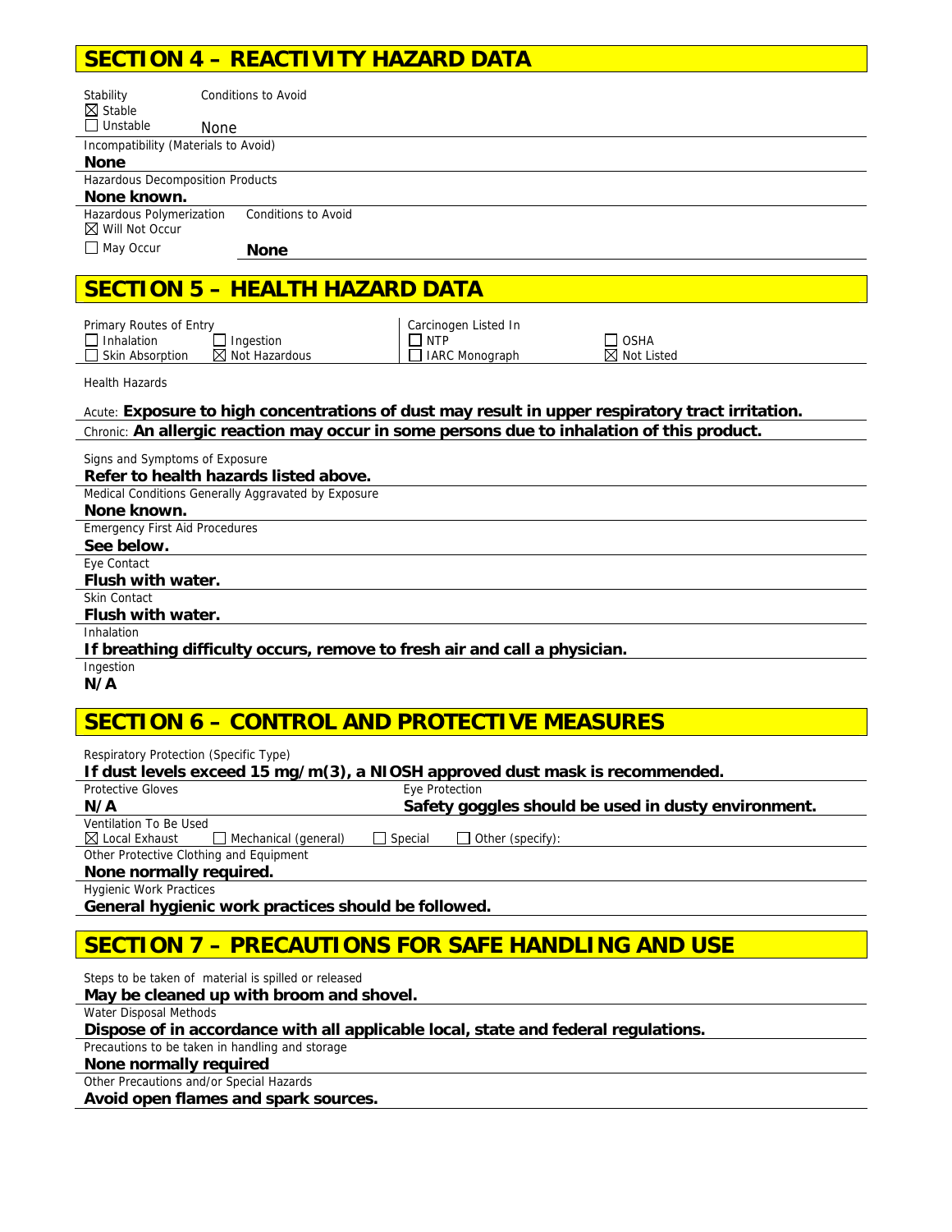## SECTION 4 – REACTIVITY HAZARD DATA

Stability
☒ Stable
☐ Unstable

Conditions to Avoid
None

Incompatibility (Materials to Avoid)
**None**

Hazardous Decomposition Products
**None known.**

Hazardous Polymerization
☒ Will Not Occur
☐ May Occur

Conditions to Avoid
**None**

## SECTION 5 – HEALTH HAZARD DATA

Primary Routes of Entry
☐ Inhalation ☐ Ingestion
☐ Skin Absorption ☒ Not Hazardous

Carcinogen Listed In
☐ NTP ☐ OSHA
☐ IARC Monograph ☒ Not Listed

Health Hazards

Acute: **Exposure to high concentrations of dust may result in upper respiratory tract irritation.**

Chronic: **An allergic reaction may occur in some persons due to inhalation of this product.**

Signs and Symptoms of Exposure
**Refer to health hazards listed above.**

Medical Conditions Generally Aggravated by Exposure
**None known.**

Emergency First Aid Procedures
**See below.**

Eye Contact
**Flush with water.**

Skin Contact
**Flush with water.**

Inhalation
**If breathing difficulty occurs, remove to fresh air and call a physician.**

Ingestion
**N/A**

## SECTION 6 – CONTROL AND PROTECTIVE MEASURES

Respiratory Protection (Specific Type)
**If dust levels exceed 15 mg/m(3), a NIOSH approved dust mask is recommended.**

Protective Gloves
**N/A**

Eye Protection
**Safety goggles should be used in dusty environment.**

Ventilation To Be Used
☒ Local Exhaust ☐ Mechanical (general) ☐ Special ☐ Other (specify):

Other Protective Clothing and Equipment
**None normally required.**

Hygienic Work Practices
**General hygienic work practices should be followed.**

## SECTION 7 – PRECAUTIONS FOR SAFE HANDLING AND USE

Steps to be taken of material is spilled or released
**May be cleaned up with broom and shovel.**

Water Disposal Methods
**Dispose of in accordance with all applicable local, state and federal regulations.**

Precautions to be taken in handling and storage
**None normally required**

Other Precautions and/or Special Hazards
**Avoid open flames and spark sources.**